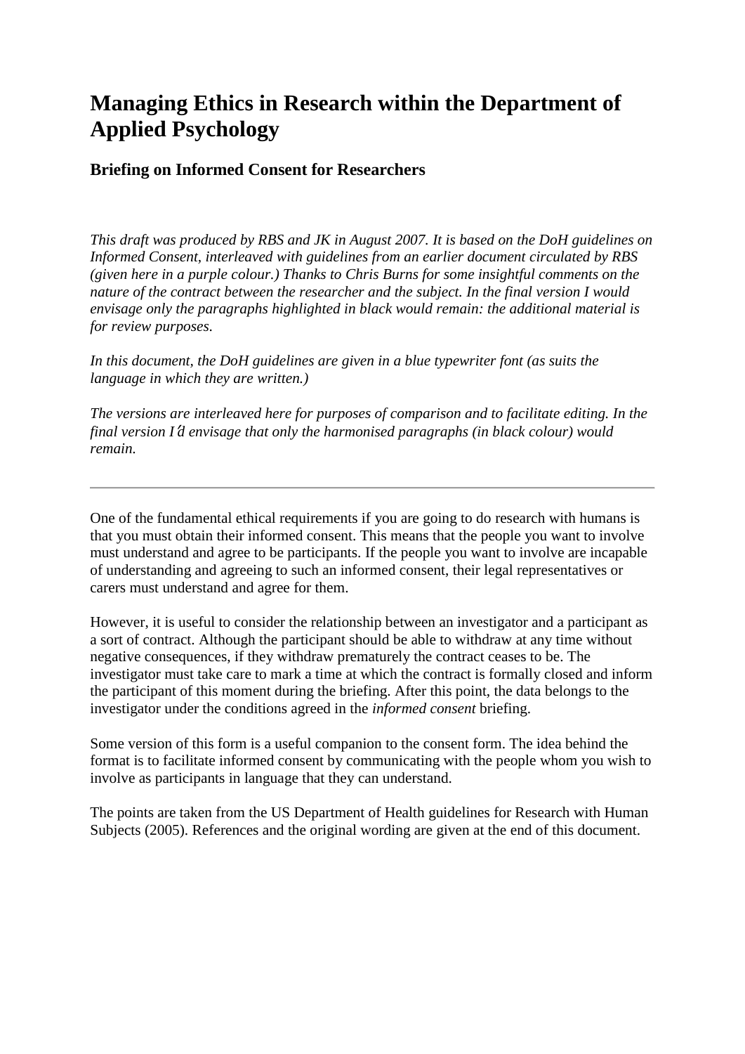# Managing Ethics in Research within the Department of Applied Psychology

## Briefing on Informed Consent for Researchers

*This draft was produced by RBS and JK in August 2007. It is based on the DoH guidelines on Informed Consent, interleaved with guidelines from an earlier document circulated by RBS (given here in a purple colour.) Thanks to Chris Burns for some insightful comments on the nature of the contract between the researcher and the subject. In the final version I would envisage only the paragraphs highlighted in black would remain: the additional material is for review purposes.*

*In this document, the DoH guidelines are given in a blue typewriter font (as suits the language in which they are written.)*

*The versions are interleaved here for purposes of comparison and to facilitate editing. In the final version I'd envisage that only the harmonised paragraphs (in black colour) would remain.*

---

One of the fundamental ethical requirements if you are going to do research with humans is that you must obtain their informed consent. This means that the people you want to involve must understand and agree to be participants. If the people you want to involve are incapable of understanding and agreeing to such an informed consent, their legal representatives or carers must understand and agree for them.

However, it is useful to consider the relationship between an investigator and a participant as a sort of contract. Although the participant should be able to withdraw at any time without negative consequences, if they withdraw prematurely the contract ceases to be. The investigator must take care to mark a time at which the contract is formally closed and inform the participant of this moment during the briefing. After this point, the data belongs to the investigator under the conditions agreed in the *informed consent* briefing.

Some version of this form is a useful companion to the consent form. The idea behind the format is to facilitate informed consent by communicating with the people whom you wish to involve as participants in language that they can understand.

The points are taken from the US Department of Health guidelines for Research with Human Subjects (2005). References and the original wording are given at the end of this document.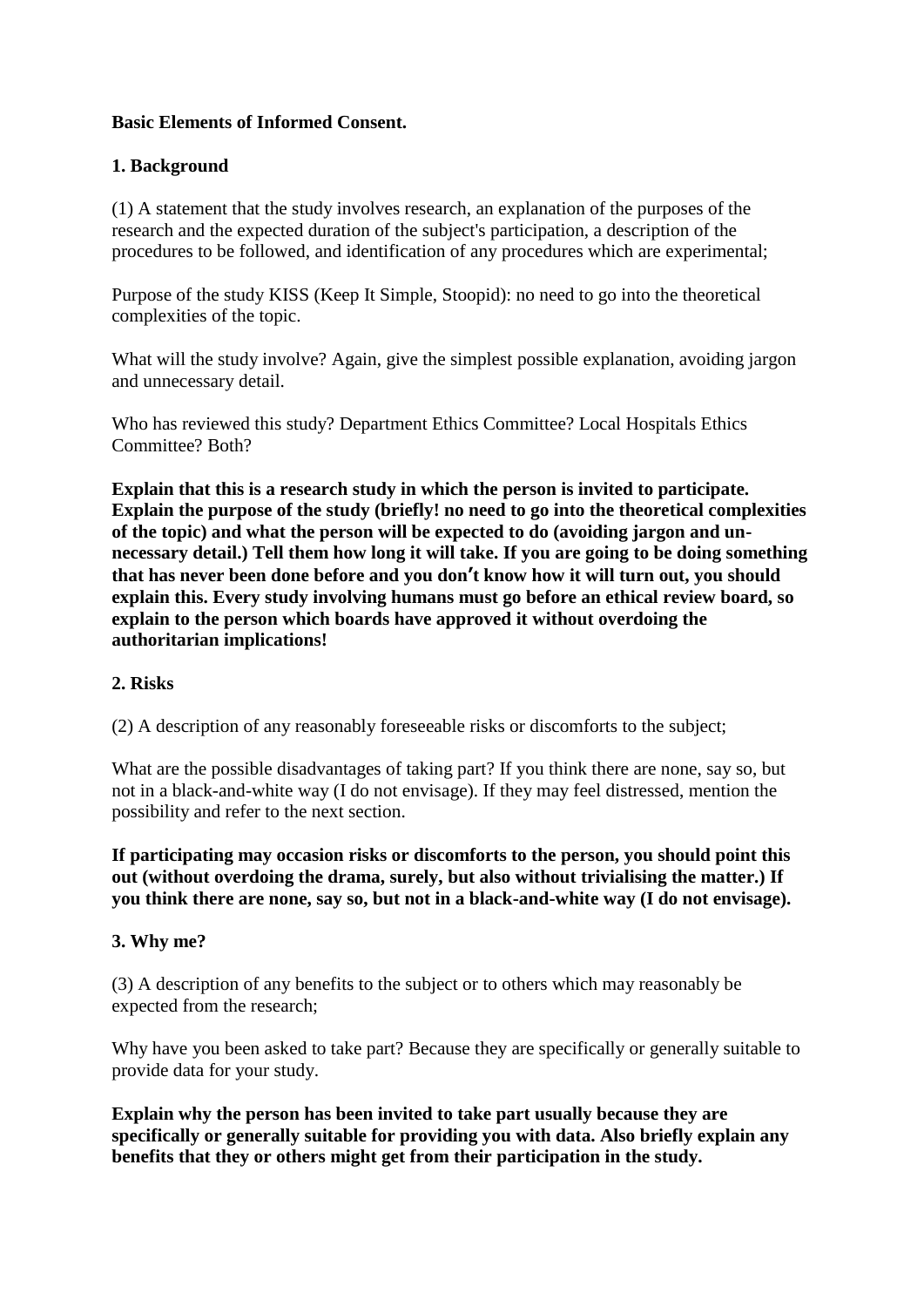**Basic Elements of Informed Consent.**

**1. Background**

(1) A statement that the study involves research, an explanation of the purposes of the research and the expected duration of the subject's participation, a description of the procedures to be followed, and identification of any procedures which are experimental;

Purpose of the study KISS (Keep It Simple, Stoopid): no need to go into the theoretical complexities of the topic.

What will the study involve? Again, give the simplest possible explanation, avoiding jargon and unnecessary detail.

Who has reviewed this study? Department Ethics Committee? Local Hospitals Ethics Committee? Both?

**Explain that this is a research study in which the person is invited to participate. Explain the purpose of the study (briefly! no need to go into the theoretical complexities of the topic) and what the person will be expected to do (avoiding jargon and un-necessary detail.) Tell them how long it will take. If you are going to be doing something that has never been done before and you don't know how it will turn out, you should explain this. Every study involving humans must go before an ethical review board, so explain to the person which boards have approved it without overdoing the authoritarian implications!**

**2. Risks**

(2) A description of any reasonably foreseeable risks or discomforts to the subject;

What are the possible disadvantages of taking part? If you think there are none, say so, but not in a black-and-white way (I do not envisage). If they may feel distressed, mention the possibility and refer to the next section.

**If participating may occasion risks or discomforts to the person, you should point this out (without overdoing the drama, surely, but also without trivialising the matter.) If you think there are none, say so, but not in a black-and-white way (I do not envisage).**

**3. Why me?**

(3) A description of any benefits to the subject or to others which may reasonably be expected from the research;

Why have you been asked to take part? Because they are specifically or generally suitable to provide data for your study.

**Explain why the person has been invited to take part usually because they are specifically or generally suitable for providing you with data. Also briefly explain any benefits that they or others might get from their participation in the study.**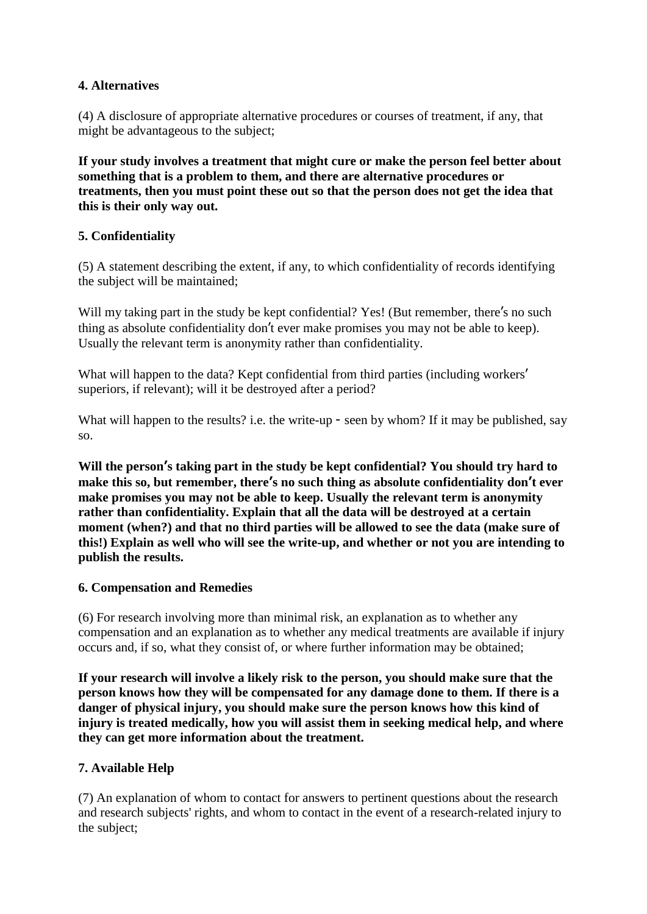**4. Alternatives**

(4) A disclosure of appropriate alternative procedures or courses of treatment, if any, that might be advantageous to the subject;

**If your study involves a treatment that might cure or make the person feel better about something that is a problem to them, and there are alternative procedures or treatments, then you must point these out so that the person does not get the idea that this is their only way out.**

**5. Confidentiality**

(5) A statement describing the extent, if any, to which confidentiality of records identifying the subject will be maintained;

Will my taking part in the study be kept confidential? Yes! (But remember, there′s no such thing as absolute confidentiality don′t ever make promises you may not be able to keep). Usually the relevant term is anonymity rather than confidentiality.

What will happen to the data? Kept confidential from third parties (including workers′ superiors, if relevant); will it be destroyed after a period?

What will happen to the results? i.e. the write-up - seen by whom? If it may be published, say so.

**Will the person′s taking part in the study be kept confidential? You should try hard to make this so, but remember, there′s no such thing as absolute confidentiality don′t ever make promises you may not be able to keep. Usually the relevant term is anonymity rather than confidentiality. Explain that all the data will be destroyed at a certain moment (when?) and that no third parties will be allowed to see the data (make sure of this!) Explain as well who will see the write-up, and whether or not you are intending to publish the results.**

**6. Compensation and Remedies**

(6) For research involving more than minimal risk, an explanation as to whether any compensation and an explanation as to whether any medical treatments are available if injury occurs and, if so, what they consist of, or where further information may be obtained;

**If your research will involve a likely risk to the person, you should make sure that the person knows how they will be compensated for any damage done to them. If there is a danger of physical injury, you should make sure the person knows how this kind of injury is treated medically, how you will assist them in seeking medical help, and where they can get more information about the treatment.**

**7. Available Help**

(7) An explanation of whom to contact for answers to pertinent questions about the research and research subjects' rights, and whom to contact in the event of a research-related injury to the subject;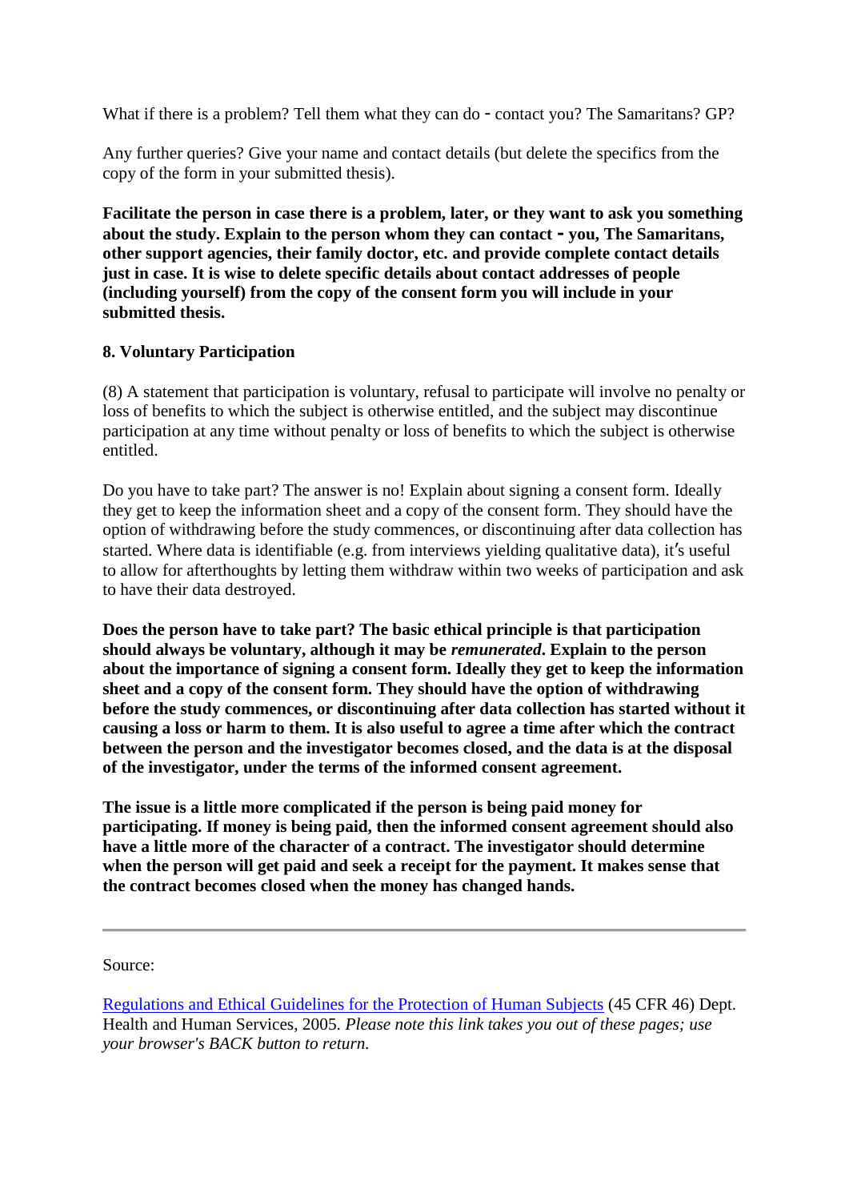What if there is a problem? Tell them what they can do ‑ contact you? The Samaritans? GP?

Any further queries? Give your name and contact details (but delete the specifics from the copy of the form in your submitted thesis).

**Facilitate the person in case there is a problem, later, or they want to ask you something about the study. Explain to the person whom they can contact ‑ you, The Samaritans, other support agencies, their family doctor, etc. and provide complete contact details just in case. It is wise to delete specific details about contact addresses of people (including yourself) from the copy of the consent form you will include in your submitted thesis.**

**8. Voluntary Participation**

(8) A statement that participation is voluntary, refusal to participate will involve no penalty or loss of benefits to which the subject is otherwise entitled, and the subject may discontinue participation at any time without penalty or loss of benefits to which the subject is otherwise entitled.

Do you have to take part? The answer is no! Explain about signing a consent form. Ideally they get to keep the information sheet and a copy of the consent form. They should have the option of withdrawing before the study commences, or discontinuing after data collection has started. Where data is identifiable (e.g. from interviews yielding qualitative data), it's useful to allow for afterthoughts by letting them withdraw within two weeks of participation and ask to have their data destroyed.

**Does the person have to take part? The basic ethical principle is that participation should always be voluntary, although it may be *remunerated*. Explain to the person about the importance of signing a consent form. Ideally they get to keep the information sheet and a copy of the consent form. They should have the option of withdrawing before the study commences, or discontinuing after data collection has started without it causing a loss or harm to them. It is also useful to agree a time after which the contract between the person and the investigator becomes closed, and the data is at the disposal of the investigator, under the terms of the informed consent agreement.**

**The issue is a little more complicated if the person is being paid money for participating. If money is being paid, then the informed consent agreement should also have a little more of the character of a contract. The investigator should determine when the person will get paid and seek a receipt for the payment. It makes sense that the contract becomes closed when the money has changed hands.**

---

Source:

Regulations and Ethical Guidelines for the Protection of Human Subjects (45 CFR 46) Dept. Health and Human Services, 2005. *Please note this link takes you out of these pages; use your browser's BACK button to return.*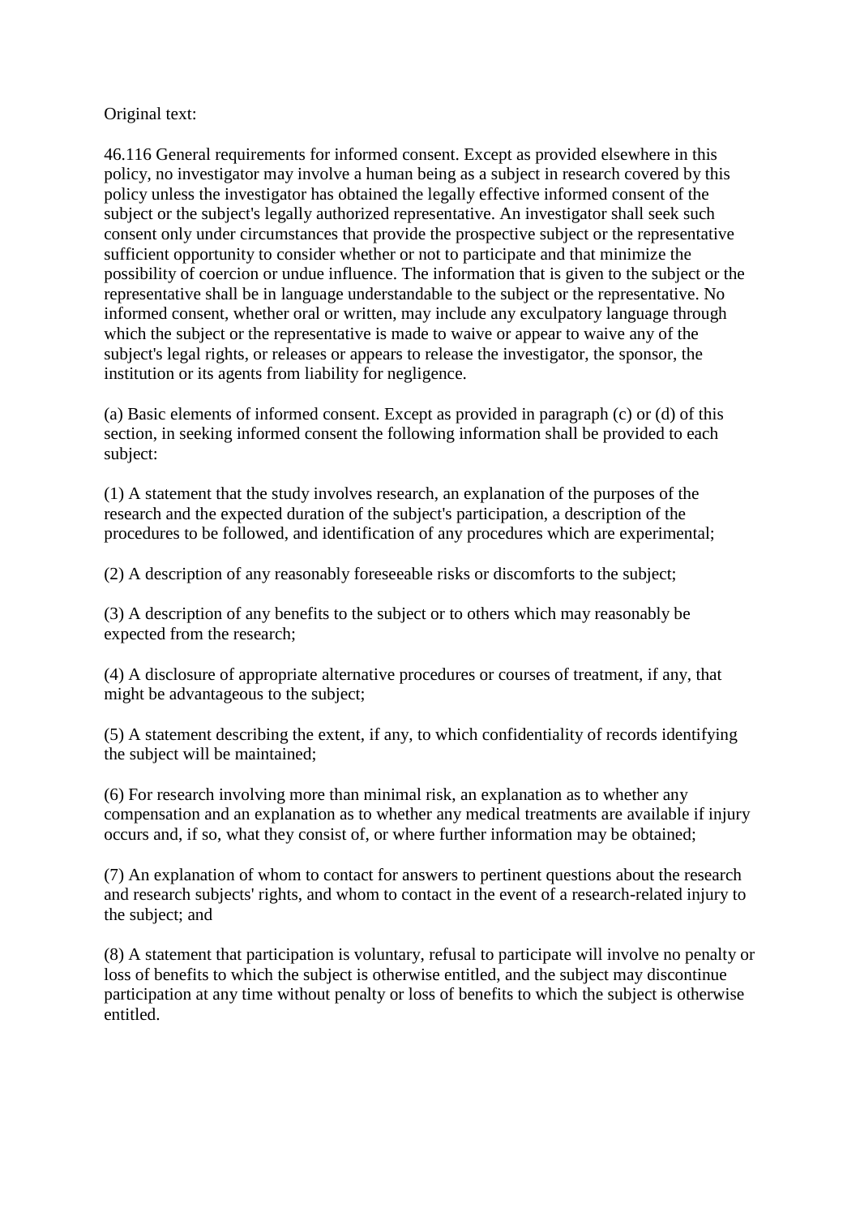Original text:

46.116 General requirements for informed consent. Except as provided elsewhere in this policy, no investigator may involve a human being as a subject in research covered by this policy unless the investigator has obtained the legally effective informed consent of the subject or the subject's legally authorized representative. An investigator shall seek such consent only under circumstances that provide the prospective subject or the representative sufficient opportunity to consider whether or not to participate and that minimize the possibility of coercion or undue influence. The information that is given to the subject or the representative shall be in language understandable to the subject or the representative. No informed consent, whether oral or written, may include any exculpatory language through which the subject or the representative is made to waive or appear to waive any of the subject's legal rights, or releases or appears to release the investigator, the sponsor, the institution or its agents from liability for negligence.

(a) Basic elements of informed consent. Except as provided in paragraph (c) or (d) of this section, in seeking informed consent the following information shall be provided to each subject:

(1) A statement that the study involves research, an explanation of the purposes of the research and the expected duration of the subject's participation, a description of the procedures to be followed, and identification of any procedures which are experimental;

(2) A description of any reasonably foreseeable risks or discomforts to the subject;

(3) A description of any benefits to the subject or to others which may reasonably be expected from the research;

(4) A disclosure of appropriate alternative procedures or courses of treatment, if any, that might be advantageous to the subject;

(5) A statement describing the extent, if any, to which confidentiality of records identifying the subject will be maintained;

(6) For research involving more than minimal risk, an explanation as to whether any compensation and an explanation as to whether any medical treatments are available if injury occurs and, if so, what they consist of, or where further information may be obtained;

(7) An explanation of whom to contact for answers to pertinent questions about the research and research subjects' rights, and whom to contact in the event of a research-related injury to the subject; and

(8) A statement that participation is voluntary, refusal to participate will involve no penalty or loss of benefits to which the subject is otherwise entitled, and the subject may discontinue participation at any time without penalty or loss of benefits to which the subject is otherwise entitled.